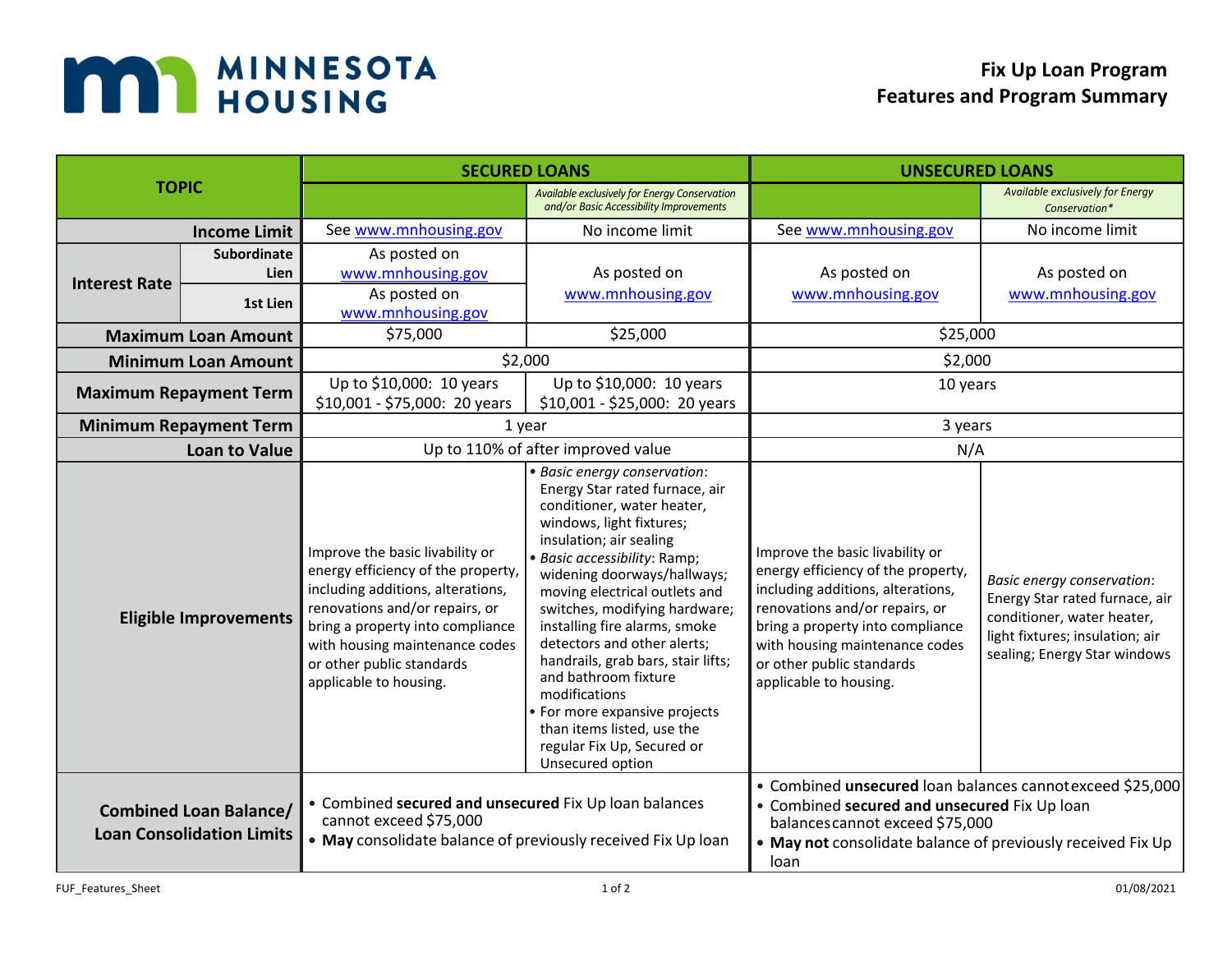# MINNESOTA HOUSING

## Fix Up Loan Program
## Features and Program Summary

| TOPIC | | SECURED LOANS | | UNSECURED LOANS | |
|---|---|---|---|---|---|
| | | | *Available exclusively for Energy Conservation and/or Basic Accessibility Improvements* | | *Available exclusively for Energy Conservation** |
| **Income Limit** | | See www.mnhousing.gov | No income limit | See www.mnhousing.gov | No income limit |
| **Interest Rate** | **Subordinate Lien** | As posted on www.mnhousing.gov | As posted on www.mnhousing.gov | As posted on www.mnhousing.gov | As posted on www.mnhousing.gov |
| | **1st Lien** | As posted on www.mnhousing.gov | | | |
| **Maximum Loan Amount** | | $75,000 | $25,000 | $25,000 | |
| **Minimum Loan Amount** | | $2,000 | | $2,000 | |
| **Maximum Repayment Term** | | Up to $10,000: 10 years<br>$10,001 - $75,000: 20 years | Up to $10,000: 10 years<br>$10,001 - $25,000: 20 years | 10 years | |
| **Minimum Repayment Term** | | 1 year | | 3 years | |
| **Loan to Value** | | Up to 110% of after improved value | | N/A | |
| **Eligible Improvements** | | Improve the basic livability or energy efficiency of the property, including additions, alterations, renovations and/or repairs, or bring a property into compliance with housing maintenance codes or other public standards applicable to housing. | • *Basic energy conservation*: Energy Star rated furnace, air conditioner, water heater, windows, light fixtures; insulation; air sealing<br>• *Basic accessibility*: Ramp; widening doorways/hallways; moving electrical outlets and switches, modifying hardware; installing fire alarms, smoke detectors and other alerts; handrails, grab bars, stair lifts; and bathroom fixture modifications<br>• For more expansive projects than items listed, use the regular Fix Up, Secured or Unsecured option | Improve the basic livability or energy efficiency of the property, including additions, alterations, renovations and/or repairs, or bring a property into compliance with housing maintenance codes or other public standards applicable to housing. | *Basic energy conservation*: Energy Star rated furnace, air conditioner, water heater, light fixtures; insulation; air sealing; Energy Star windows |
| **Combined Loan Balance/ Loan Consolidation Limits** | | • Combined **secured and unsecured** Fix Up loan balances cannot exceed $75,000<br>• **May** consolidate balance of previously received Fix Up loan | | • Combined **unsecured** loan balances cannot exceed $25,000<br>• Combined **secured and unsecured** Fix Up loan balances cannot exceed $75,000<br>• **May not** consolidate balance of previously received Fix Up loan | |

FUF_Features_Sheet — 01/08/2021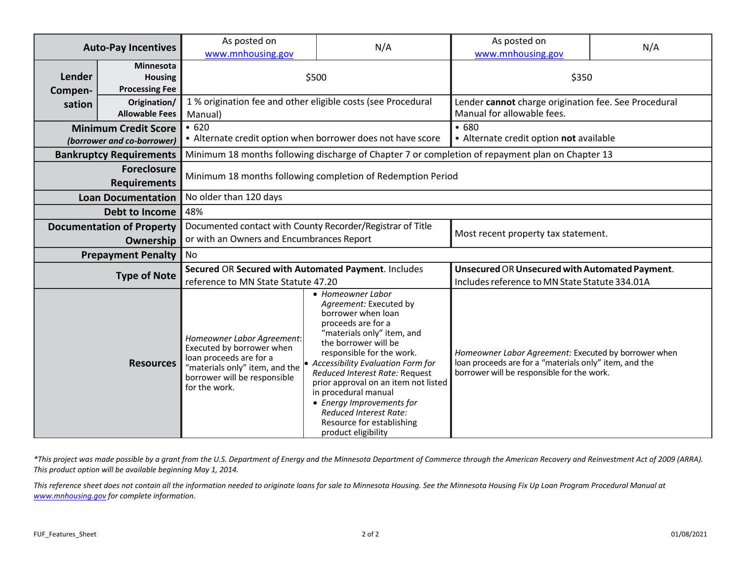| | | | | | |
|---|---|---|---|---|---|
| **Auto-Pay Incentives** | | As posted on www.mnhousing.gov | N/A | As posted on www.mnhousing.gov | N/A |
| **Lender Compen-sation** | **Minnesota Housing Processing Fee** | $500 | | $350 | |
| | **Origination/ Allowable Fees** | 1 % origination fee and other eligible costs (see Procedural Manual) | | Lender **cannot** charge origination fee. See Procedural Manual for allowable fees. | |
| **Minimum Credit Score** *(borrower and co-borrower)* | | • 620<br>• Alternate credit option when borrower does not have score | | • 680<br>• Alternate credit option **not** available | |
| **Bankruptcy Requirements** | | Minimum 18 months following discharge of Chapter 7 or completion of repayment plan on Chapter 13 | | | |
| **Foreclosure Requirements** | | Minimum 18 months following completion of Redemption Period | | | |
| **Loan Documentation** | | No older than 120 days | | | |
| **Debt to Income** | | 48% | | | |
| **Documentation of Property Ownership** | | Documented contact with County Recorder/Registrar of Title or with an Owners and Encumbrances Report | | Most recent property tax statement. | |
| **Prepayment Penalty** | | No | | | |
| **Type of Note** | | **Secured** OR **Secured with Automated Payment**. Includes reference to MN State Statute 47.20 | | **Unsecured** OR **Unsecured with Automated Payment**. Includes reference to MN State Statute 334.01A | |
| **Resources** | | *Homeowner Labor Agreement*: Executed by borrower when loan proceeds are for a "materials only" item, and the borrower will be responsible for the work. | • *Homeowner Labor Agreement:* Executed by borrower when loan proceeds are for a "materials only" item, and the borrower will be responsible for the work.<br>• *Accessibility Evaluation Form for Reduced Interest Rate:* Request prior approval on an item not listed in procedural manual<br>• *Energy Improvements for Reduced Interest Rate:* Resource for establishing product eligibility | *Homeowner Labor Agreement:* Executed by borrower when loan proceeds are for a "materials only" item, and the borrower will be responsible for the work. | |

*\*This project was made possible by a grant from the U.S. Department of Energy and the Minnesota Department of Commerce through the American Recovery and Reinvestment Act of 2009 (ARRA). This product option will be available beginning May 1, 2014.*

*This reference sheet does not contain all the information needed to originate loans for sale to Minnesota Housing. See the Minnesota Housing Fix Up Loan Program Procedural Manual at www.mnhousing.gov for complete information.*

FUF_Features_Sheet 01/08/2021